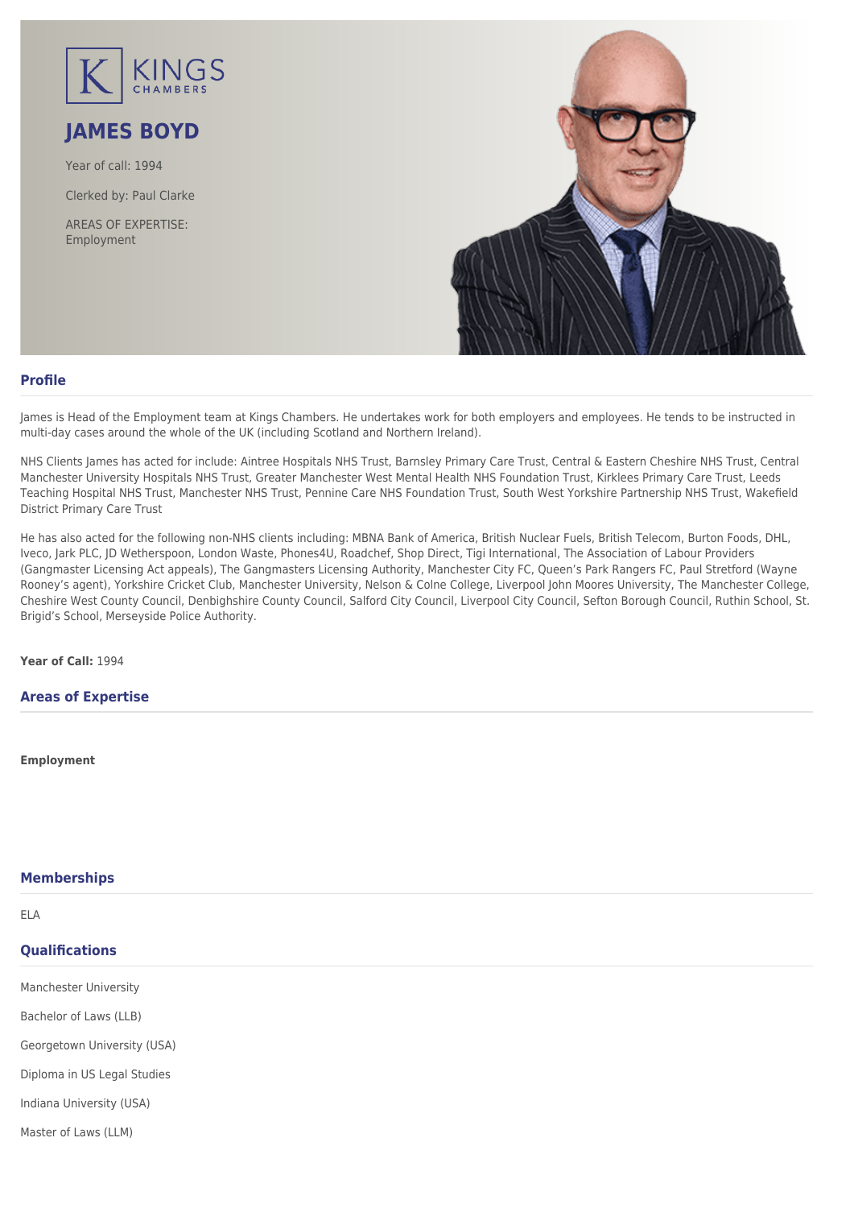KINGS CHAMBERS

# JAMES BOYD

Year of call: 1994

Clerked by: Paul Clarke

AREAS OF EXPERTISE:
Employment

## Profile

James is Head of the Employment team at Kings Chambers. He undertakes work for both employers and employees. He tends to be instructed in multi-day cases around the whole of the UK (including Scotland and Northern Ireland).

NHS Clients James has acted for include: Aintree Hospitals NHS Trust, Barnsley Primary Care Trust, Central & Eastern Cheshire NHS Trust, Central Manchester University Hospitals NHS Trust, Greater Manchester West Mental Health NHS Foundation Trust, Kirklees Primary Care Trust, Leeds Teaching Hospital NHS Trust, Manchester NHS Trust, Pennine Care NHS Foundation Trust, South West Yorkshire Partnership NHS Trust, Wakefield District Primary Care Trust

He has also acted for the following non-NHS clients including: MBNA Bank of America, British Nuclear Fuels, British Telecom, Burton Foods, DHL, Iveco, Jark PLC, JD Wetherspoon, London Waste, Phones4U, Roadchef, Shop Direct, Tigi International, The Association of Labour Providers (Gangmaster Licensing Act appeals), The Gangmasters Licensing Authority, Manchester City FC, Queen's Park Rangers FC, Paul Stretford (Wayne Rooney's agent), Yorkshire Cricket Club, Manchester University, Nelson & Colne College, Liverpool John Moores University, The Manchester College, Cheshire West County Council, Denbighshire County Council, Salford City Council, Liverpool City Council, Sefton Borough Council, Ruthin School, St. Brigid's School, Merseyside Police Authority.

**Year of Call:** 1994

## Areas of Expertise

**Employment**

## Memberships

ELA

## Qualifications

Manchester University

Bachelor of Laws (LLB)

Georgetown University (USA)

Diploma in US Legal Studies

Indiana University (USA)

Master of Laws (LLM)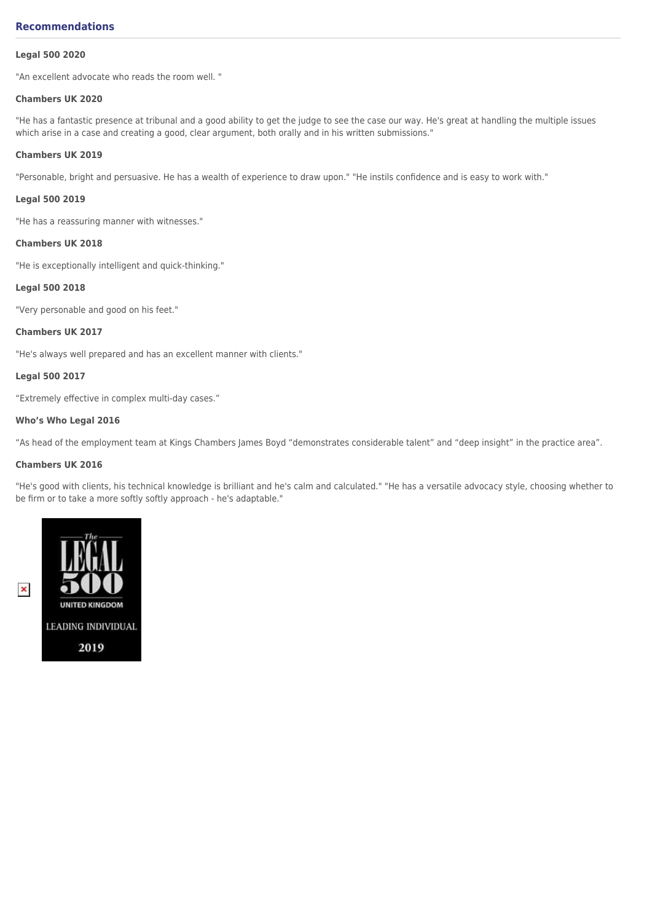## Recommendations

**Legal 500 2020**

"An excellent advocate who reads the room well. "

**Chambers UK 2020**

"He has a fantastic presence at tribunal and a good ability to get the judge to see the case our way. He's great at handling the multiple issues which arise in a case and creating a good, clear argument, both orally and in his written submissions."

**Chambers UK 2019**

"Personable, bright and persuasive. He has a wealth of experience to draw upon." "He instils confidence and is easy to work with."

**Legal 500 2019**

"He has a reassuring manner with witnesses."

**Chambers UK 2018**

"He is exceptionally intelligent and quick-thinking."

**Legal 500 2018**

"Very personable and good on his feet."

**Chambers UK 2017**

"He's always well prepared and has an excellent manner with clients."

**Legal 500 2017**

"Extremely effective in complex multi-day cases."

**Who's Who Legal 2016**

"As head of the employment team at Kings Chambers James Boyd "demonstrates considerable talent" and "deep insight" in the practice area".

**Chambers UK 2016**

"He's good with clients, his technical knowledge is brilliant and he's calm and calculated." "He has a versatile advocacy style, choosing whether to be firm or to take a more softly softly approach - he's adaptable."

The LEGAL 500
UNITED KINGDOM
LEADING INDIVIDUAL
2019